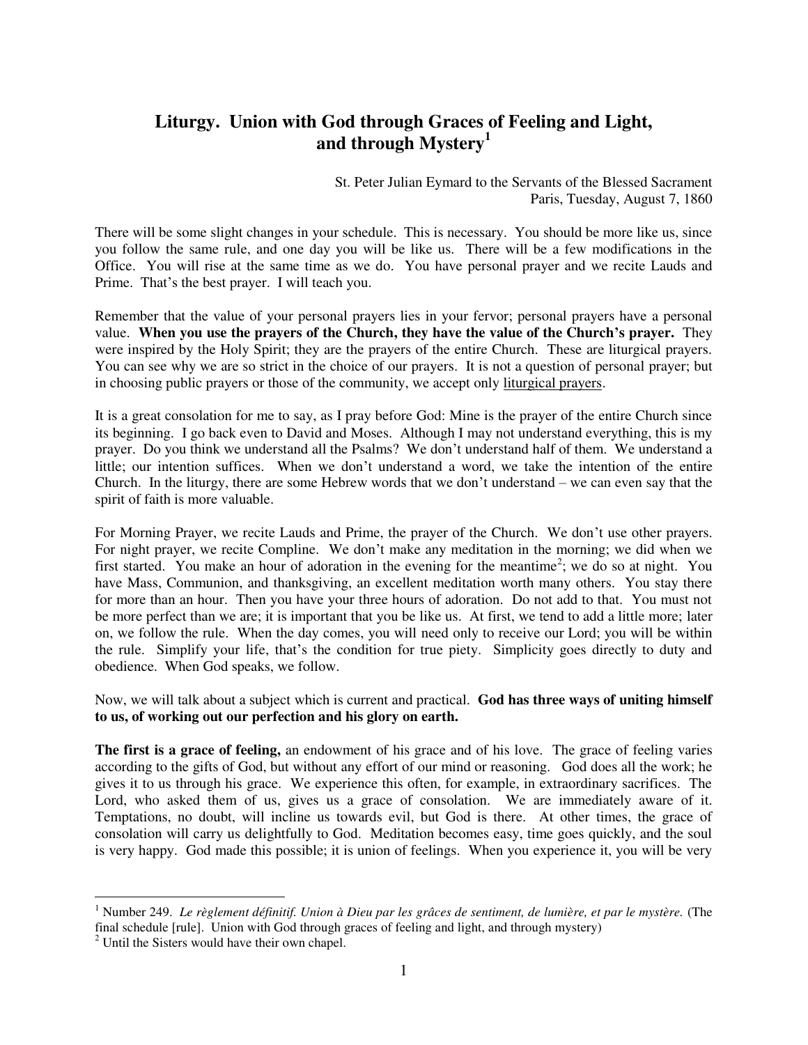# Liturgy. Union with God through Graces of Feeling and Light, and through Mystery[1]

St. Peter Julian Eymard to the Servants of the Blessed Sacrament
Paris, Tuesday, August 7, 1860

There will be some slight changes in your schedule. This is necessary. You should be more like us, since you follow the same rule, and one day you will be like us. There will be a few modifications in the Office. You will rise at the same time as we do. You have personal prayer and we recite Lauds and Prime. That's the best prayer. I will teach you.

Remember that the value of your personal prayers lies in your fervor; personal prayers have a personal value. **When you use the prayers of the Church, they have the value of the Church's prayer.** They were inspired by the Holy Spirit; they are the prayers of the entire Church. These are liturgical prayers. You can see why we are so strict in the choice of our prayers. It is not a question of personal prayer; but in choosing public prayers or those of the community, we accept only <u>liturgical prayers</u>.

It is a great consolation for me to say, as I pray before God: Mine is the prayer of the entire Church since its beginning. I go back even to David and Moses. Although I may not understand everything, this is my prayer. Do you think we understand all the Psalms? We don't understand half of them. We understand a little; our intention suffices. When we don't understand a word, we take the intention of the entire Church. In the liturgy, there are some Hebrew words that we don't understand – we can even say that the spirit of faith is more valuable.

For Morning Prayer, we recite Lauds and Prime, the prayer of the Church. We don't use other prayers. For night prayer, we recite Compline. We don't make any meditation in the morning; we did when we first started. You make an hour of adoration in the evening for the meantime[2]; we do so at night. You have Mass, Communion, and thanksgiving, an excellent meditation worth many others. You stay there for more than an hour. Then you have your three hours of adoration. Do not add to that. You must not be more perfect than we are; it is important that you be like us. At first, we tend to add a little more; later on, we follow the rule. When the day comes, you will need only to receive our Lord; you will be within the rule. Simplify your life, that's the condition for true piety. Simplicity goes directly to duty and obedience. When God speaks, we follow.

Now, we will talk about a subject which is current and practical. **God has three ways of uniting himself to us, of working out our perfection and his glory on earth.**

**The first is a grace of feeling,** an endowment of his grace and of his love. The grace of feeling varies according to the gifts of God, but without any effort of our mind or reasoning. God does all the work; he gives it to us through his grace. We experience this often, for example, in extraordinary sacrifices. The Lord, who asked them of us, gives us a grace of consolation. We are immediately aware of it. Temptations, no doubt, will incline us towards evil, but God is there. At other times, the grace of consolation will carry us delightfully to God. Meditation becomes easy, time goes quickly, and the soul is very happy. God made this possible; it is union of feelings. When you experience it, you will be very

---

[1] Number 249. *Le règlement définitif. Union à Dieu par les grâces de sentiment, de lumière, et par le mystère.* (The final schedule [rule]. Union with God through graces of feeling and light, and through mystery)

[2] Until the Sisters would have their own chapel.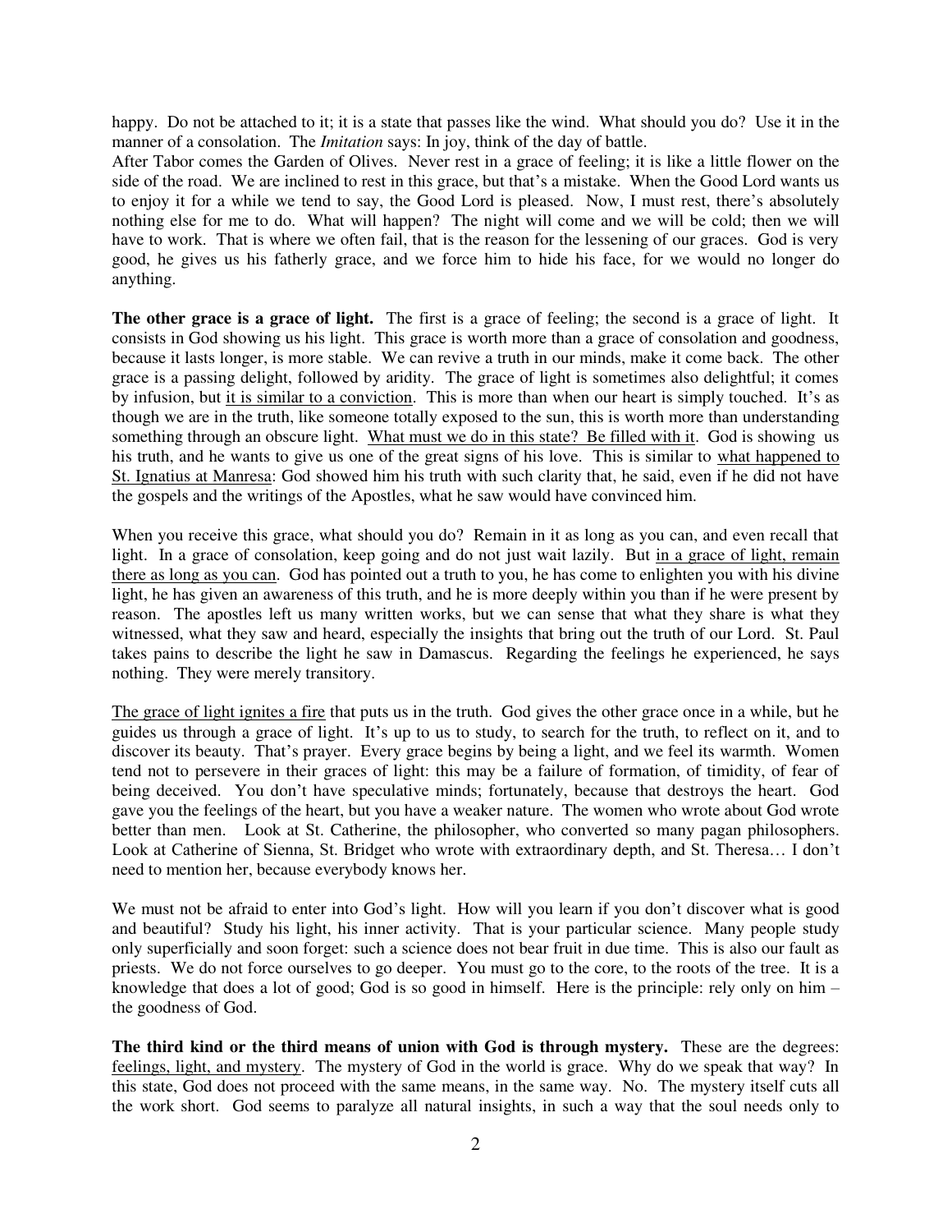happy. Do not be attached to it; it is a state that passes like the wind. What should you do? Use it in the manner of a consolation. The *Imitation* says: In joy, think of the day of battle.
After Tabor comes the Garden of Olives. Never rest in a grace of feeling; it is like a little flower on the side of the road. We are inclined to rest in this grace, but that's a mistake. When the Good Lord wants us to enjoy it for a while we tend to say, the Good Lord is pleased. Now, I must rest, there's absolutely nothing else for me to do. What will happen? The night will come and we will be cold; then we will have to work. That is where we often fail, that is the reason for the lessening of our graces. God is very good, he gives us his fatherly grace, and we force him to hide his face, for we would no longer do anything.

**The other grace is a grace of light.** The first is a grace of feeling; the second is a grace of light. It consists in God showing us his light. This grace is worth more than a grace of consolation and goodness, because it lasts longer, is more stable. We can revive a truth in our minds, make it come back. The other grace is a passing delight, followed by aridity. The grace of light is sometimes also delightful; it comes by infusion, but <u>it is similar to a conviction</u>. This is more than when our heart is simply touched. It's as though we are in the truth, like someone totally exposed to the sun, this is worth more than understanding something through an obscure light. <u>What must we do in this state? Be filled with it</u>. God is showing us his truth, and he wants to give us one of the great signs of his love. This is similar to <u>what happened to St. Ignatius at Manresa</u>: God showed him his truth with such clarity that, he said, even if he did not have the gospels and the writings of the Apostles, what he saw would have convinced him.

When you receive this grace, what should you do? Remain in it as long as you can, and even recall that light. In a grace of consolation, keep going and do not just wait lazily. But <u>in a grace of light, remain there as long as you can</u>. God has pointed out a truth to you, he has come to enlighten you with his divine light, he has given an awareness of this truth, and he is more deeply within you than if he were present by reason. The apostles left us many written works, but we can sense that what they share is what they witnessed, what they saw and heard, especially the insights that bring out the truth of our Lord. St. Paul takes pains to describe the light he saw in Damascus. Regarding the feelings he experienced, he says nothing. They were merely transitory.

<u>The grace of light ignites a fire</u> that puts us in the truth. God gives the other grace once in a while, but he guides us through a grace of light. It's up to us to study, to search for the truth, to reflect on it, and to discover its beauty. That's prayer. Every grace begins by being a light, and we feel its warmth. Women tend not to persevere in their graces of light: this may be a failure of formation, of timidity, of fear of being deceived. You don't have speculative minds; fortunately, because that destroys the heart. God gave you the feelings of the heart, but you have a weaker nature. The women who wrote about God wrote better than men. Look at St. Catherine, the philosopher, who converted so many pagan philosophers. Look at Catherine of Sienna, St. Bridget who wrote with extraordinary depth, and St. Theresa… I don't need to mention her, because everybody knows her.

We must not be afraid to enter into God's light. How will you learn if you don't discover what is good and beautiful? Study his light, his inner activity. That is your particular science. Many people study only superficially and soon forget: such a science does not bear fruit in due time. This is also our fault as priests. We do not force ourselves to go deeper. You must go to the core, to the roots of the tree. It is a knowledge that does a lot of good; God is so good in himself. Here is the principle: rely only on him – the goodness of God.

**The third kind or the third means of union with God is through mystery.** These are the degrees: <u>feelings, light, and mystery</u>. The mystery of God in the world is grace. Why do we speak that way? In this state, God does not proceed with the same means, in the same way. No. The mystery itself cuts all the work short. God seems to paralyze all natural insights, in such a way that the soul needs only to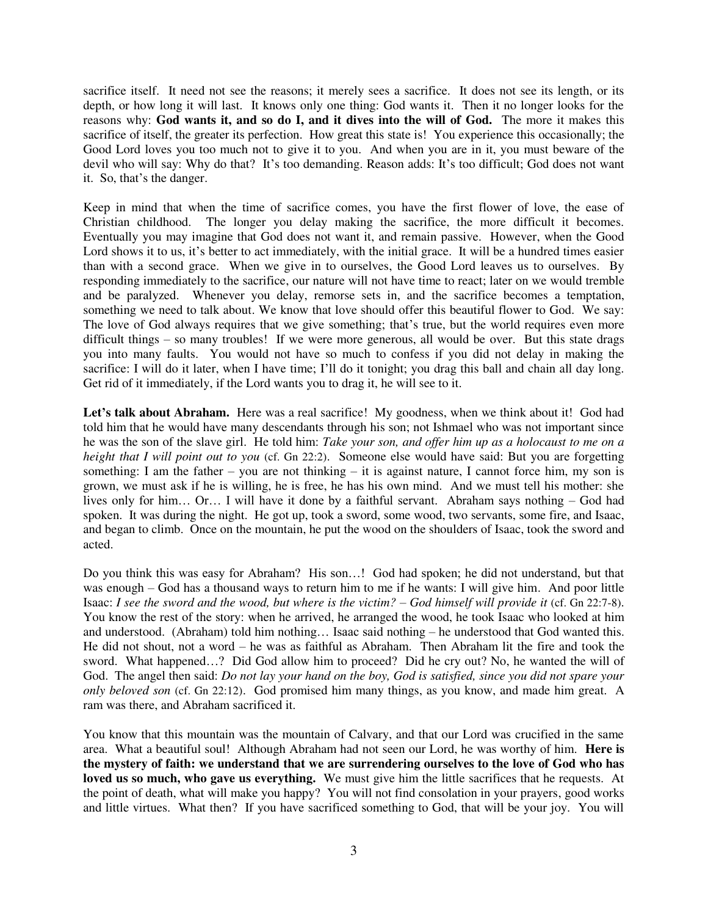sacrifice itself. It need not see the reasons; it merely sees a sacrifice. It does not see its length, or its depth, or how long it will last. It knows only one thing: God wants it. Then it no longer looks for the reasons why: **God wants it, and so do I, and it dives into the will of God.** The more it makes this sacrifice of itself, the greater its perfection. How great this state is! You experience this occasionally; the Good Lord loves you too much not to give it to you. And when you are in it, you must beware of the devil who will say: Why do that? It's too demanding. Reason adds: It's too difficult; God does not want it. So, that's the danger.

Keep in mind that when the time of sacrifice comes, you have the first flower of love, the ease of Christian childhood. The longer you delay making the sacrifice, the more difficult it becomes. Eventually you may imagine that God does not want it, and remain passive. However, when the Good Lord shows it to us, it's better to act immediately, with the initial grace. It will be a hundred times easier than with a second grace. When we give in to ourselves, the Good Lord leaves us to ourselves. By responding immediately to the sacrifice, our nature will not have time to react; later on we would tremble and be paralyzed. Whenever you delay, remorse sets in, and the sacrifice becomes a temptation, something we need to talk about. We know that love should offer this beautiful flower to God. We say: The love of God always requires that we give something; that's true, but the world requires even more difficult things – so many troubles! If we were more generous, all would be over. But this state drags you into many faults. You would not have so much to confess if you did not delay in making the sacrifice: I will do it later, when I have time; I'll do it tonight; you drag this ball and chain all day long. Get rid of it immediately, if the Lord wants you to drag it, he will see to it.

**Let's talk about Abraham.** Here was a real sacrifice! My goodness, when we think about it! God had told him that he would have many descendants through his son; not Ishmael who was not important since he was the son of the slave girl. He told him: *Take your son, and offer him up as a holocaust to me on a height that I will point out to you* (cf. Gn 22:2). Someone else would have said: But you are forgetting something: I am the father – you are not thinking – it is against nature, I cannot force him, my son is grown, we must ask if he is willing, he is free, he has his own mind. And we must tell his mother: she lives only for him… Or… I will have it done by a faithful servant. Abraham says nothing – God had spoken. It was during the night. He got up, took a sword, some wood, two servants, some fire, and Isaac, and began to climb. Once on the mountain, he put the wood on the shoulders of Isaac, took the sword and acted.

Do you think this was easy for Abraham? His son…! God had spoken; he did not understand, but that was enough – God has a thousand ways to return him to me if he wants: I will give him. And poor little Isaac: *I see the sword and the wood, but where is the victim? – God himself will provide it* (cf. Gn 22:7-8). You know the rest of the story: when he arrived, he arranged the wood, he took Isaac who looked at him and understood. (Abraham) told him nothing… Isaac said nothing – he understood that God wanted this. He did not shout, not a word – he was as faithful as Abraham. Then Abraham lit the fire and took the sword. What happened…? Did God allow him to proceed? Did he cry out? No, he wanted the will of God. The angel then said: *Do not lay your hand on the boy, God is satisfied, since you did not spare your only beloved son* (cf. Gn 22:12). God promised him many things, as you know, and made him great. A ram was there, and Abraham sacrificed it.

You know that this mountain was the mountain of Calvary, and that our Lord was crucified in the same area. What a beautiful soul! Although Abraham had not seen our Lord, he was worthy of him. **Here is the mystery of faith: we understand that we are surrendering ourselves to the love of God who has loved us so much, who gave us everything.** We must give him the little sacrifices that he requests. At the point of death, what will make you happy? You will not find consolation in your prayers, good works and little virtues. What then? If you have sacrificed something to God, that will be your joy. You will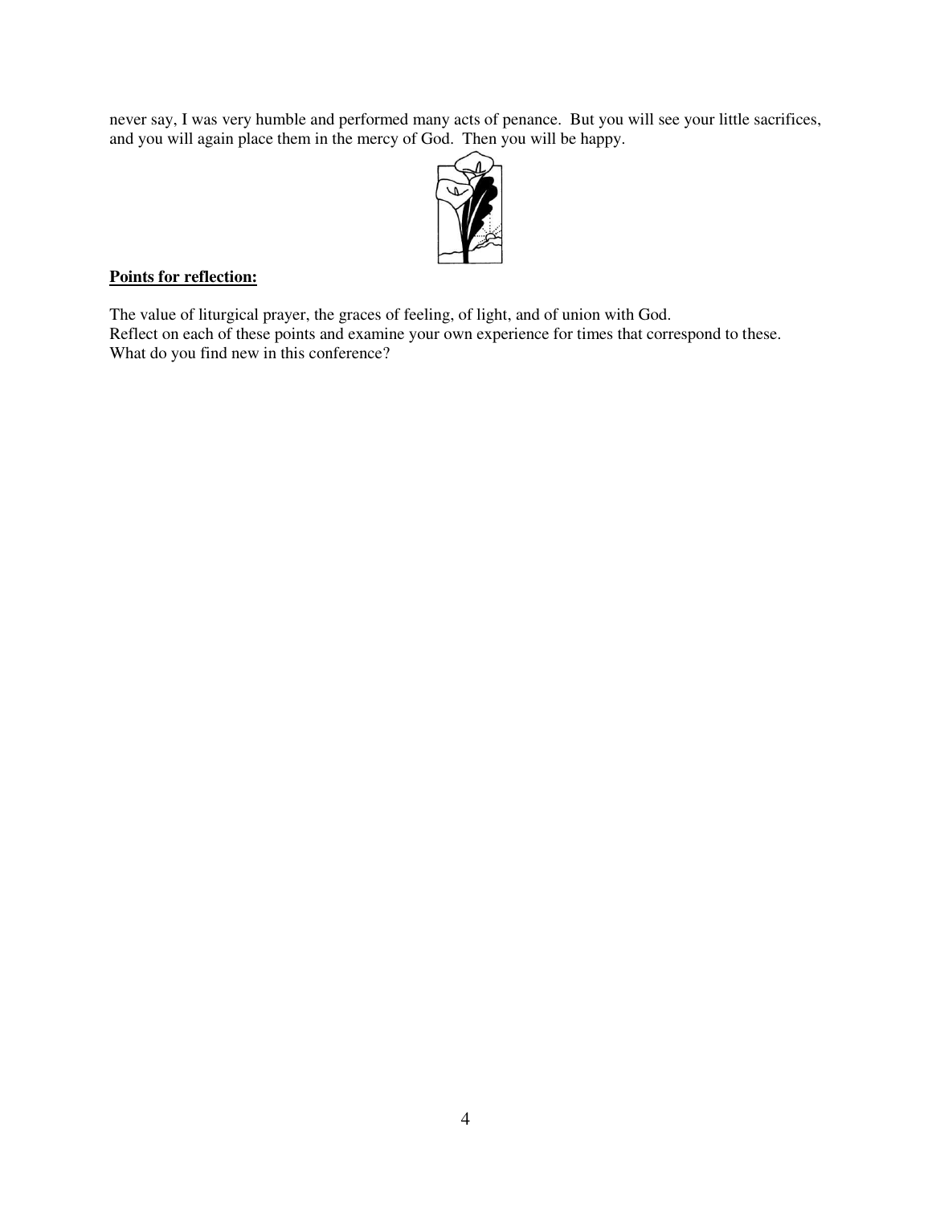never say, I was very humble and performed many acts of penance. But you will see your little sacrifices, and you will again place them in the mercy of God. Then you will be happy.

**Points for reflection:**

The value of liturgical prayer, the graces of feeling, of light, and of union with God.
Reflect on each of these points and examine your own experience for times that correspond to these.
What do you find new in this conference?